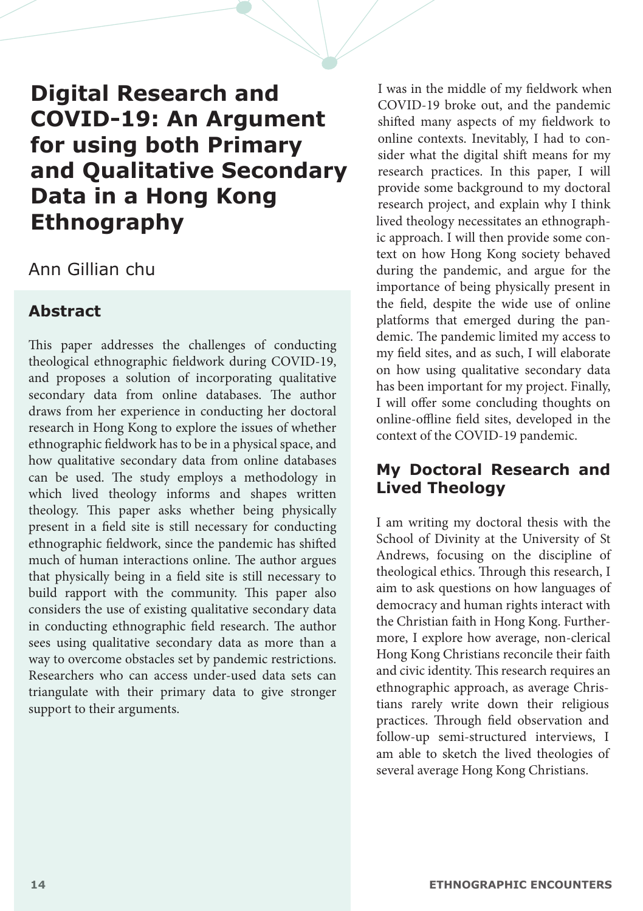# Digital Research and COVID-19: An Argument for using both Primary and Qualitative Secondary Data in a Hong Kong Ethnography

Ann Gillian chu

## Abstract

This paper addresses the challenges of conducting theological ethnographic fieldwork during COVID-19, and proposes a solution of incorporating qualitative secondary data from online databases. The author draws from her experience in conducting her doctoral research in Hong Kong to explore the issues of whether ethnographic fieldwork has to be in a physical space, and how qualitative secondary data from online databases can be used. The study employs a methodology in which lived theology informs and shapes written theology. This paper asks whether being physically present in a field site is still necessary for conducting ethnographic fieldwork, since the pandemic has shifted much of human interactions online. The author argues that physically being in a field site is still necessary to build rapport with the community. This paper also considers the use of existing qualitative secondary data in conducting ethnographic field research. The author sees using qualitative secondary data as more than a way to overcome obstacles set by pandemic restrictions. Researchers who can access under-used data sets can triangulate with their primary data to give stronger support to their arguments.

I was in the middle of my fieldwork when COVID-19 broke out, and the pandemic shifted many aspects of my fieldwork to online contexts. Inevitably, I had to consider what the digital shift means for my research practices. In this paper, I will provide some background to my doctoral research project, and explain why I think lived theology necessitates an ethnographic approach. I will then provide some context on how Hong Kong society behaved during the pandemic, and argue for the importance of being physically present in the field, despite the wide use of online platforms that emerged during the pandemic. The pandemic limited my access to my field sites, and as such, I will elaborate on how using qualitative secondary data has been important for my project. Finally, I will offer some concluding thoughts on online-offline field sites, developed in the context of the COVID-19 pandemic.

## My Doctoral Research and Lived Theology

I am writing my doctoral thesis with the School of Divinity at the University of St Andrews, focusing on the discipline of theological ethics. Through this research, I aim to ask questions on how languages of democracy and human rights interact with the Christian faith in Hong Kong. Furthermore, I explore how average, non-clerical Hong Kong Christians reconcile their faith and civic identity. This research requires an ethnographic approach, as average Christians rarely write down their religious practices. Through field observation and follow-up semi-structured interviews, I am able to sketch the lived theologies of several average Hong Kong Christians.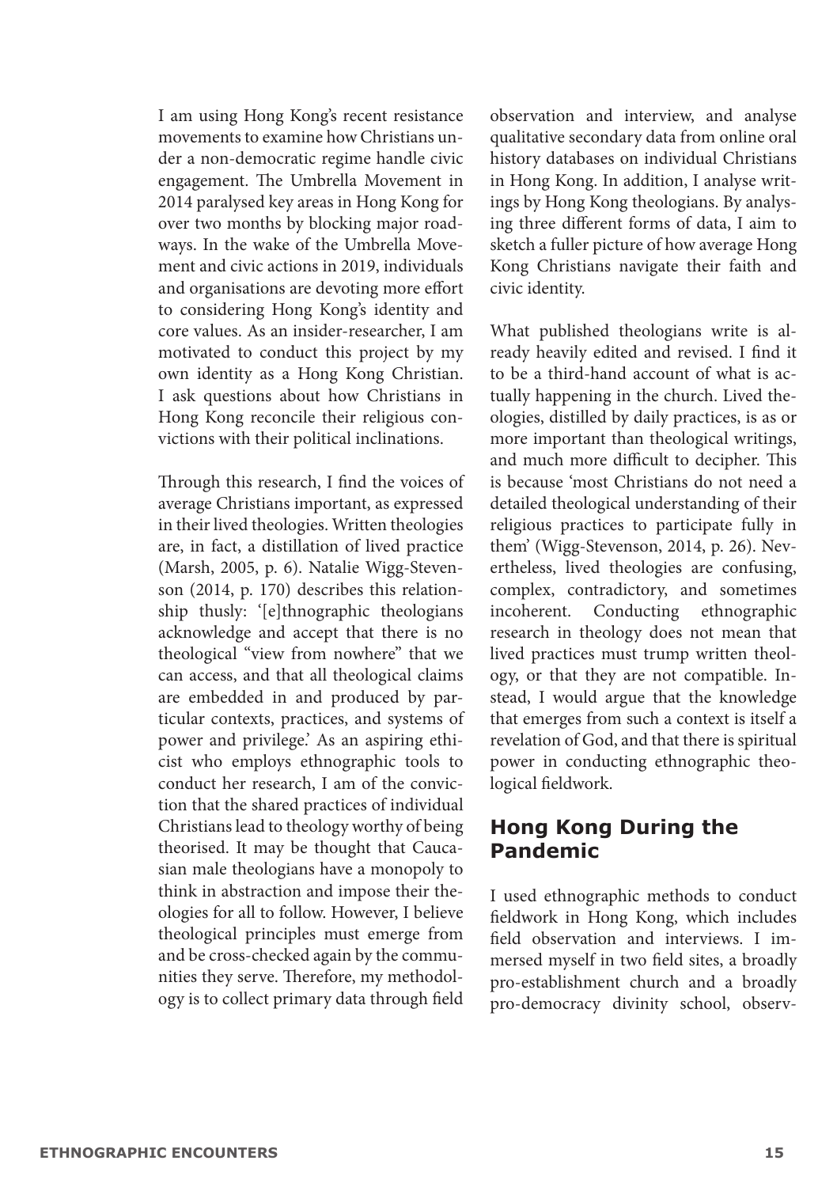I am using Hong Kong's recent resistance movements to examine how Christians under a non-democratic regime handle civic engagement. The Umbrella Movement in 2014 paralysed key areas in Hong Kong for over two months by blocking major roadways. In the wake of the Umbrella Movement and civic actions in 2019, individuals and organisations are devoting more effort to considering Hong Kong's identity and core values. As an insider-researcher, I am motivated to conduct this project by my own identity as a Hong Kong Christian. I ask questions about how Christians in Hong Kong reconcile their religious convictions with their political inclinations.

Through this research, I find the voices of average Christians important, as expressed in their lived theologies. Written theologies are, in fact, a distillation of lived practice (Marsh, 2005, p. 6). Natalie Wigg-Stevenson (2014, p. 170) describes this relationship thusly: '[e]thnographic theologians acknowledge and accept that there is no theological "view from nowhere" that we can access, and that all theological claims are embedded in and produced by particular contexts, practices, and systems of power and privilege.' As an aspiring ethicist who employs ethnographic tools to conduct her research, I am of the conviction that the shared practices of individual Christians lead to theology worthy of being theorised. It may be thought that Caucasian male theologians have a monopoly to think in abstraction and impose their theologies for all to follow. However, I believe theological principles must emerge from and be cross-checked again by the communities they serve. Therefore, my methodology is to collect primary data through field observation and interview, and analyse qualitative secondary data from online oral history databases on individual Christians in Hong Kong. In addition, I analyse writings by Hong Kong theologians. By analysing three different forms of data, I aim to sketch a fuller picture of how average Hong Kong Christians navigate their faith and civic identity.

What published theologians write is already heavily edited and revised. I find it to be a third-hand account of what is actually happening in the church. Lived theologies, distilled by daily practices, is as or more important than theological writings, and much more difficult to decipher. This is because 'most Christians do not need a detailed theological understanding of their religious practices to participate fully in them' (Wigg-Stevenson, 2014, p. 26). Nevertheless, lived theologies are confusing, complex, contradictory, and sometimes incoherent. Conducting ethnographic research in theology does not mean that lived practices must trump written theology, or that they are not compatible. Instead, I would argue that the knowledge that emerges from such a context is itself a revelation of God, and that there is spiritual power in conducting ethnographic theological fieldwork.

## Hong Kong During the Pandemic

I used ethnographic methods to conduct fieldwork in Hong Kong, which includes field observation and interviews. I immersed myself in two field sites, a broadly pro-establishment church and a broadly pro-democracy divinity school, observ-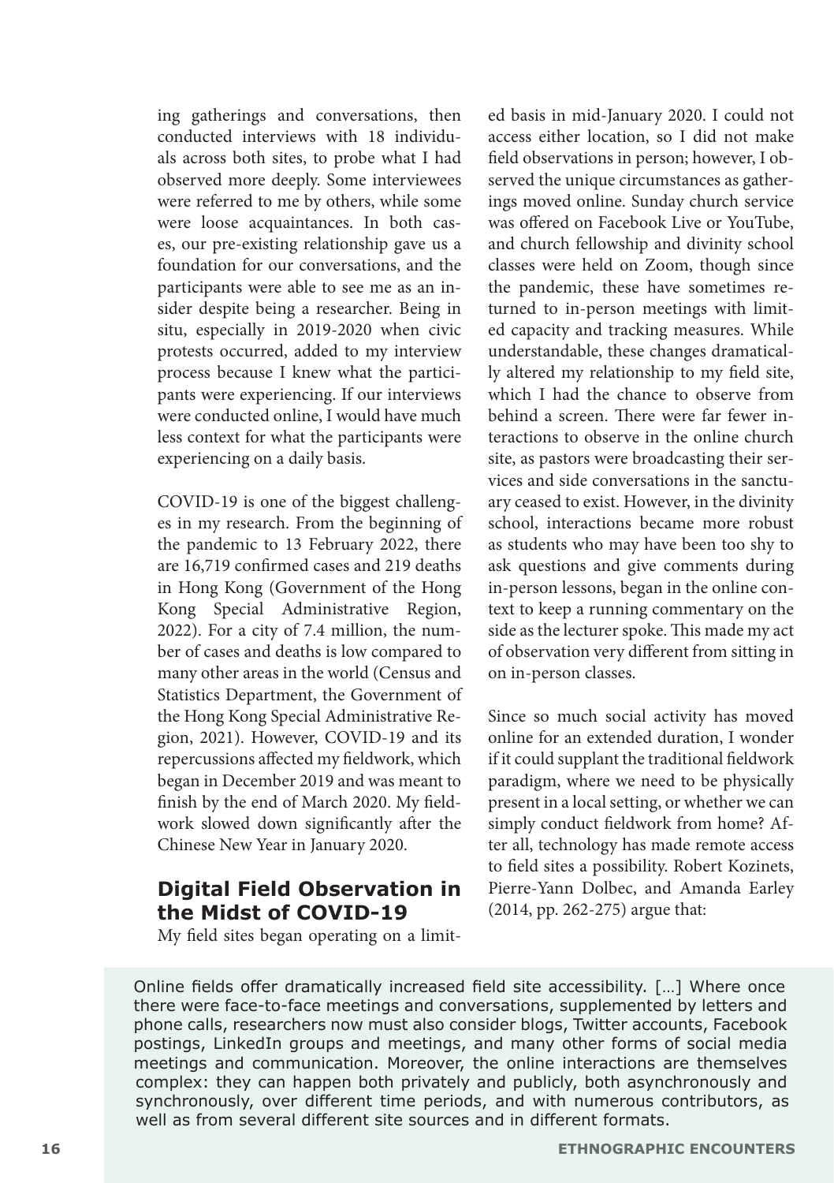ing gatherings and conversations, then conducted interviews with 18 individuals across both sites, to probe what I had observed more deeply. Some interviewees were referred to me by others, while some were loose acquaintances. In both cases, our pre-existing relationship gave us a foundation for our conversations, and the participants were able to see me as an insider despite being a researcher. Being in situ, especially in 2019-2020 when civic protests occurred, added to my interview process because I knew what the participants were experiencing. If our interviews were conducted online, I would have much less context for what the participants were experiencing on a daily basis.

COVID-19 is one of the biggest challenges in my research. From the beginning of the pandemic to 13 February 2022, there are 16,719 confirmed cases and 219 deaths in Hong Kong (Government of the Hong Kong Special Administrative Region, 2022). For a city of 7.4 million, the number of cases and deaths is low compared to many other areas in the world (Census and Statistics Department, the Government of the Hong Kong Special Administrative Region, 2021). However, COVID-19 and its repercussions affected my fieldwork, which began in December 2019 and was meant to finish by the end of March 2020. My fieldwork slowed down significantly after the Chinese New Year in January 2020.

## Digital Field Observation in the Midst of COVID-19

My field sites began operating on a limited basis in mid-January 2020. I could not access either location, so I did not make field observations in person; however, I observed the unique circumstances as gatherings moved online. Sunday church service was offered on Facebook Live or YouTube, and church fellowship and divinity school classes were held on Zoom, though since the pandemic, these have sometimes returned to in-person meetings with limited capacity and tracking measures. While understandable, these changes dramatically altered my relationship to my field site, which I had the chance to observe from behind a screen. There were far fewer interactions to observe in the online church site, as pastors were broadcasting their services and side conversations in the sanctuary ceased to exist. However, in the divinity school, interactions became more robust as students who may have been too shy to ask questions and give comments during in-person lessons, began in the online context to keep a running commentary on the side as the lecturer spoke. This made my act of observation very different from sitting in on in-person classes.

Since so much social activity has moved online for an extended duration, I wonder if it could supplant the traditional fieldwork paradigm, where we need to be physically present in a local setting, or whether we can simply conduct fieldwork from home? After all, technology has made remote access to field sites a possibility. Robert Kozinets, Pierre-Yann Dolbec, and Amanda Earley (2014, pp. 262-275) argue that:

> Online fields offer dramatically increased field site accessibility. […] Where once there were face-to-face meetings and conversations, supplemented by letters and phone calls, researchers now must also consider blogs, Twitter accounts, Facebook postings, LinkedIn groups and meetings, and many other forms of social media meetings and communication. Moreover, the online interactions are themselves complex: they can happen both privately and publicly, both asynchronously and synchronously, over different time periods, and with numerous contributors, as well as from several different site sources and in different formats.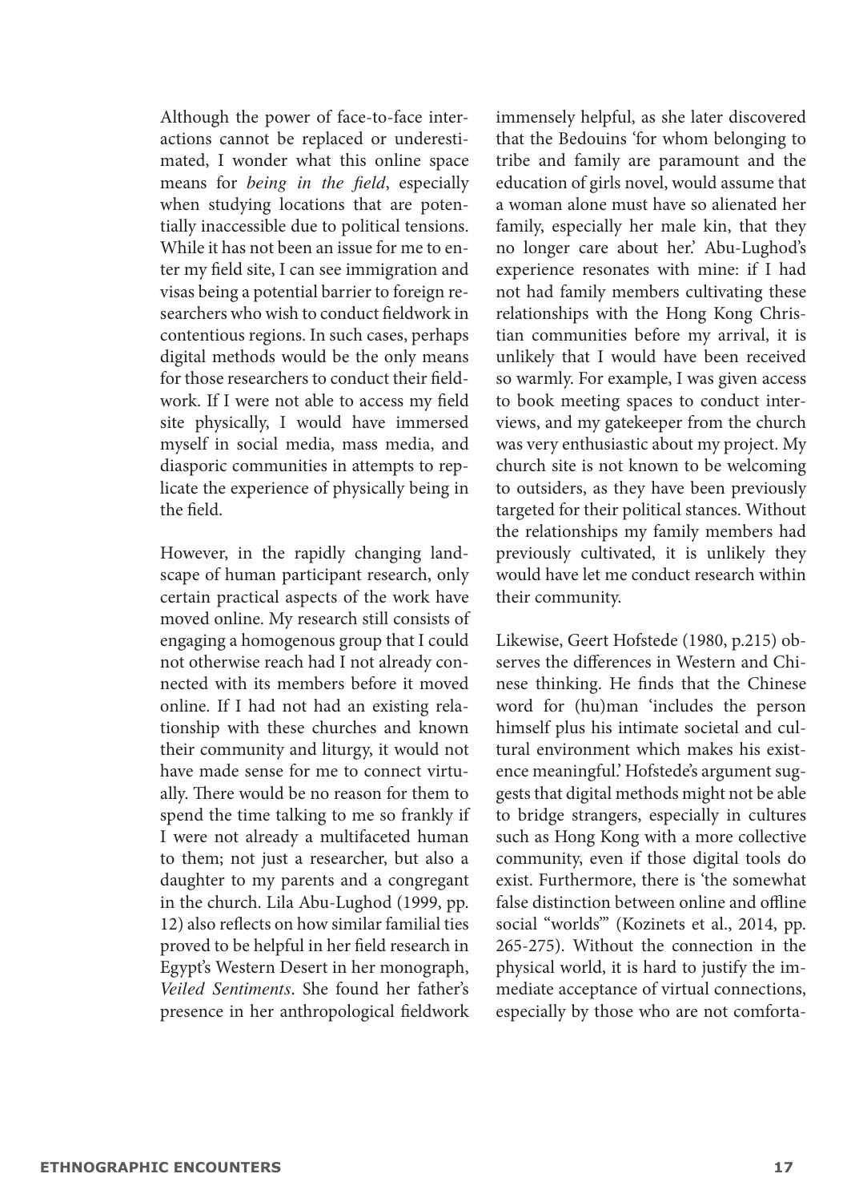Although the power of face-to-face interactions cannot be replaced or underestimated, I wonder what this online space means for *being in the field*, especially when studying locations that are potentially inaccessible due to political tensions. While it has not been an issue for me to enter my field site, I can see immigration and visas being a potential barrier to foreign researchers who wish to conduct fieldwork in contentious regions. In such cases, perhaps digital methods would be the only means for those researchers to conduct their fieldwork. If I were not able to access my field site physically, I would have immersed myself in social media, mass media, and diasporic communities in attempts to replicate the experience of physically being in the field.

However, in the rapidly changing landscape of human participant research, only certain practical aspects of the work have moved online. My research still consists of engaging a homogenous group that I could not otherwise reach had I not already connected with its members before it moved online. If I had not had an existing relationship with these churches and known their community and liturgy, it would not have made sense for me to connect virtually. There would be no reason for them to spend the time talking to me so frankly if I were not already a multifaceted human to them; not just a researcher, but also a daughter to my parents and a congregant in the church. Lila Abu-Lughod (1999, pp. 12) also reflects on how similar familial ties proved to be helpful in her field research in Egypt's Western Desert in her monograph, *Veiled Sentiments*. She found her father's presence in her anthropological fieldwork immensely helpful, as she later discovered that the Bedouins 'for whom belonging to tribe and family are paramount and the education of girls novel, would assume that a woman alone must have so alienated her family, especially her male kin, that they no longer care about her.' Abu-Lughod's experience resonates with mine: if I had not had family members cultivating these relationships with the Hong Kong Christian communities before my arrival, it is unlikely that I would have been received so warmly. For example, I was given access to book meeting spaces to conduct interviews, and my gatekeeper from the church was very enthusiastic about my project. My church site is not known to be welcoming to outsiders, as they have been previously targeted for their political stances. Without the relationships my family members had previously cultivated, it is unlikely they would have let me conduct research within their community.

Likewise, Geert Hofstede (1980, p.215) observes the differences in Western and Chinese thinking. He finds that the Chinese word for (hu)man 'includes the person himself plus his intimate societal and cultural environment which makes his existence meaningful.' Hofstede's argument suggests that digital methods might not be able to bridge strangers, especially in cultures such as Hong Kong with a more collective community, even if those digital tools do exist. Furthermore, there is 'the somewhat false distinction between online and offline social "worlds"' (Kozinets et al., 2014, pp. 265-275). Without the connection in the physical world, it is hard to justify the immediate acceptance of virtual connections, especially by those who are not comforta-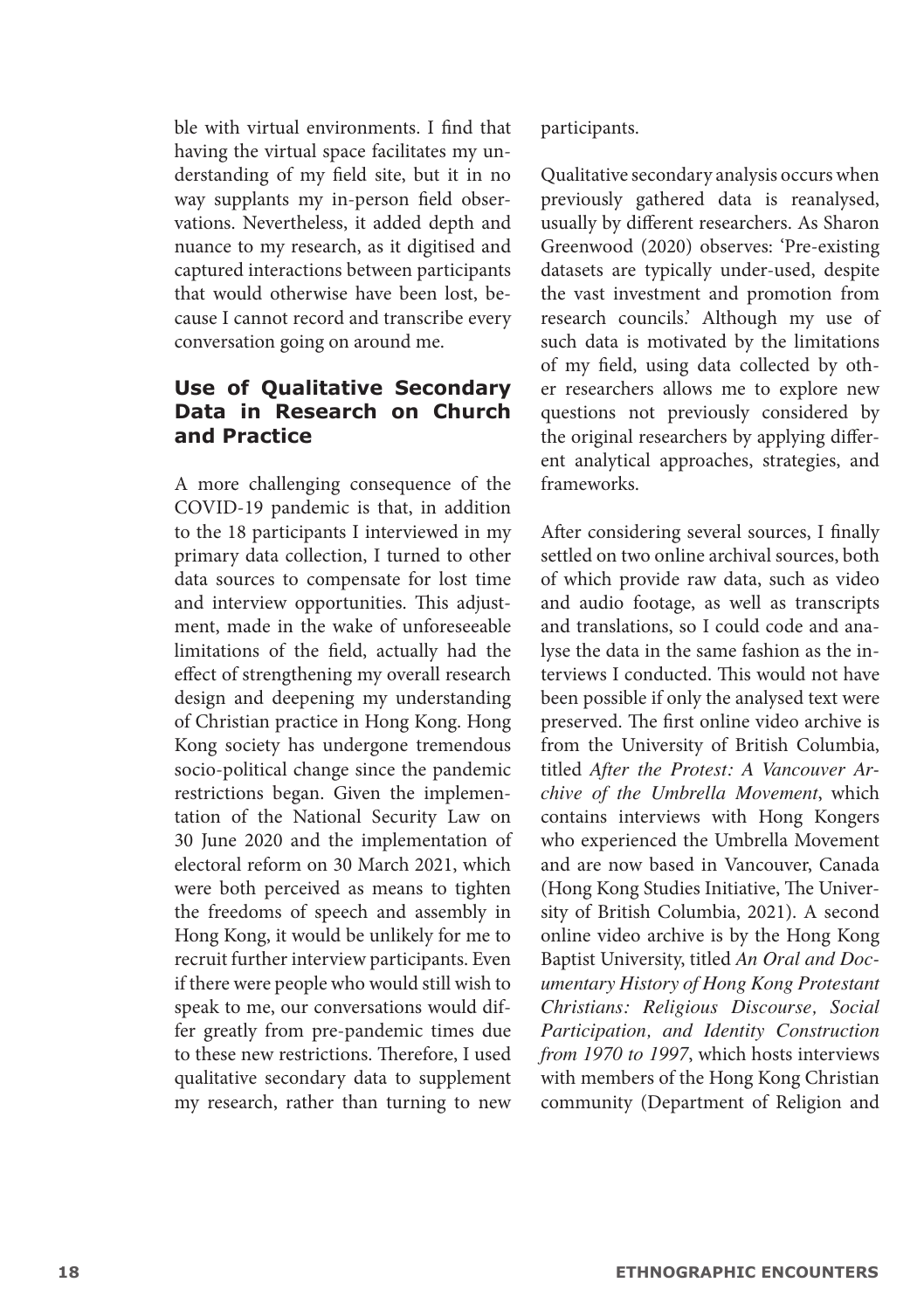ble with virtual environments. I find that having the virtual space facilitates my understanding of my field site, but it in no way supplants my in-person field observations. Nevertheless, it added depth and nuance to my research, as it digitised and captured interactions between participants that would otherwise have been lost, because I cannot record and transcribe every conversation going on around me.

## Use of Qualitative Secondary Data in Research on Church and Practice

A more challenging consequence of the COVID-19 pandemic is that, in addition to the 18 participants I interviewed in my primary data collection, I turned to other data sources to compensate for lost time and interview opportunities. This adjustment, made in the wake of unforeseeable limitations of the field, actually had the effect of strengthening my overall research design and deepening my understanding of Christian practice in Hong Kong. Hong Kong society has undergone tremendous socio-political change since the pandemic restrictions began. Given the implementation of the National Security Law on 30 June 2020 and the implementation of electoral reform on 30 March 2021, which were both perceived as means to tighten the freedoms of speech and assembly in Hong Kong, it would be unlikely for me to recruit further interview participants. Even if there were people who would still wish to speak to me, our conversations would differ greatly from pre-pandemic times due to these new restrictions. Therefore, I used qualitative secondary data to supplement my research, rather than turning to new participants.

Qualitative secondary analysis occurs when previously gathered data is reanalysed, usually by different researchers. As Sharon Greenwood (2020) observes: 'Pre-existing datasets are typically under-used, despite the vast investment and promotion from research councils.' Although my use of such data is motivated by the limitations of my field, using data collected by other researchers allows me to explore new questions not previously considered by the original researchers by applying different analytical approaches, strategies, and frameworks.

After considering several sources, I finally settled on two online archival sources, both of which provide raw data, such as video and audio footage, as well as transcripts and translations, so I could code and analyse the data in the same fashion as the interviews I conducted. This would not have been possible if only the analysed text were preserved. The first online video archive is from the University of British Columbia, titled *After the Protest: A Vancouver Archive of the Umbrella Movement*, which contains interviews with Hong Kongers who experienced the Umbrella Movement and are now based in Vancouver, Canada (Hong Kong Studies Initiative, The University of British Columbia, 2021). A second online video archive is by the Hong Kong Baptist University, titled *An Oral and Documentary History of Hong Kong Protestant Christians: Religious Discourse, Social Participation, and Identity Construction from 1970 to 1997*, which hosts interviews with members of the Hong Kong Christian community (Department of Religion and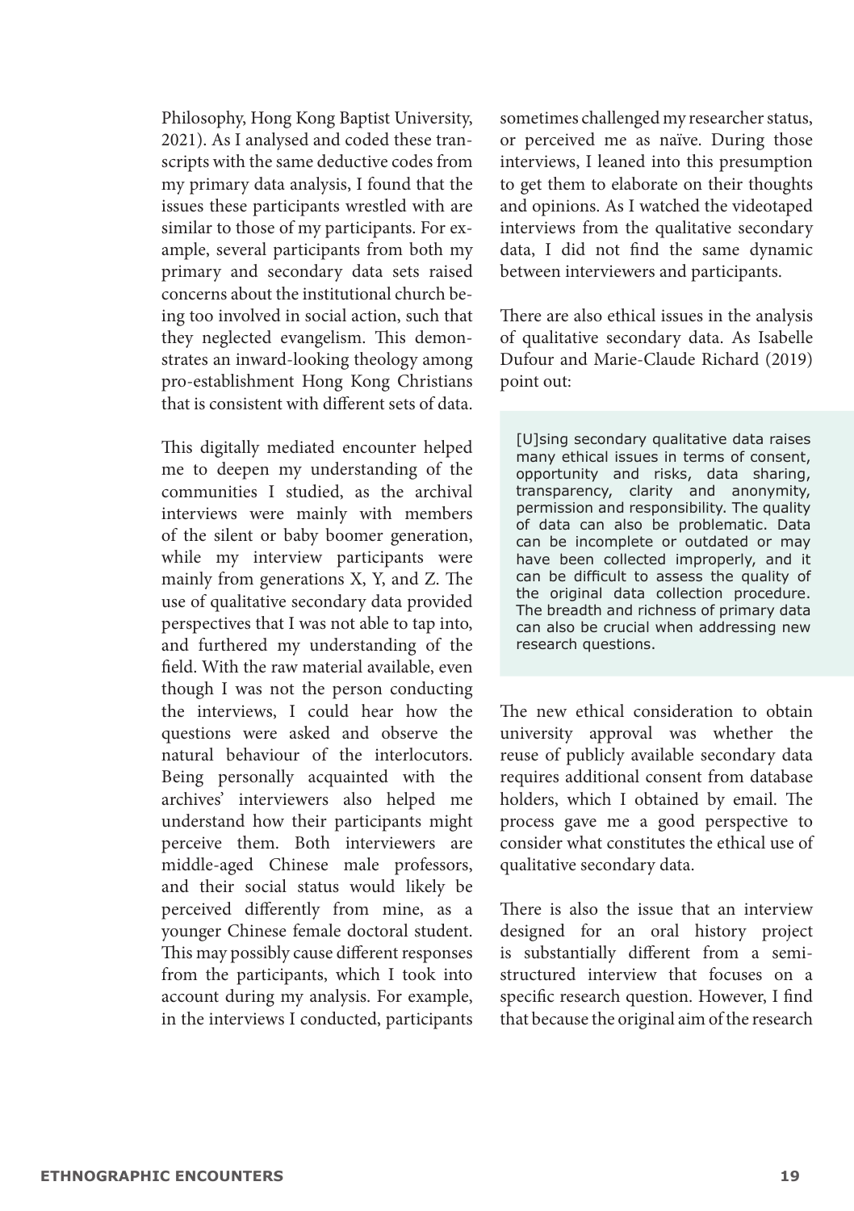Philosophy, Hong Kong Baptist University, 2021). As I analysed and coded these transcripts with the same deductive codes from my primary data analysis, I found that the issues these participants wrestled with are similar to those of my participants. For example, several participants from both my primary and secondary data sets raised concerns about the institutional church being too involved in social action, such that they neglected evangelism. This demonstrates an inward-looking theology among pro-establishment Hong Kong Christians that is consistent with different sets of data.

This digitally mediated encounter helped me to deepen my understanding of the communities I studied, as the archival interviews were mainly with members of the silent or baby boomer generation, while my interview participants were mainly from generations X, Y, and Z. The use of qualitative secondary data provided perspectives that I was not able to tap into, and furthered my understanding of the field. With the raw material available, even though I was not the person conducting the interviews, I could hear how the questions were asked and observe the natural behaviour of the interlocutors. Being personally acquainted with the archives' interviewers also helped me understand how their participants might perceive them. Both interviewers are middle-aged Chinese male professors, and their social status would likely be perceived differently from mine, as a younger Chinese female doctoral student. This may possibly cause different responses from the participants, which I took into account during my analysis. For example, in the interviews I conducted, participants sometimes challenged my researcher status, or perceived me as naïve. During those interviews, I leaned into this presumption to get them to elaborate on their thoughts and opinions. As I watched the videotaped interviews from the qualitative secondary data, I did not find the same dynamic between interviewers and participants.

There are also ethical issues in the analysis of qualitative secondary data. As Isabelle Dufour and Marie-Claude Richard (2019) point out:

> [U]sing secondary qualitative data raises many ethical issues in terms of consent, opportunity and risks, data sharing, transparency, clarity and anonymity, permission and responsibility. The quality of data can also be problematic. Data can be incomplete or outdated or may have been collected improperly, and it can be difficult to assess the quality of the original data collection procedure. The breadth and richness of primary data can also be crucial when addressing new research questions.

The new ethical consideration to obtain university approval was whether the reuse of publicly available secondary data requires additional consent from database holders, which I obtained by email. The process gave me a good perspective to consider what constitutes the ethical use of qualitative secondary data.

There is also the issue that an interview designed for an oral history project is substantially different from a semi-structured interview that focuses on a specific research question. However, I find that because the original aim of the research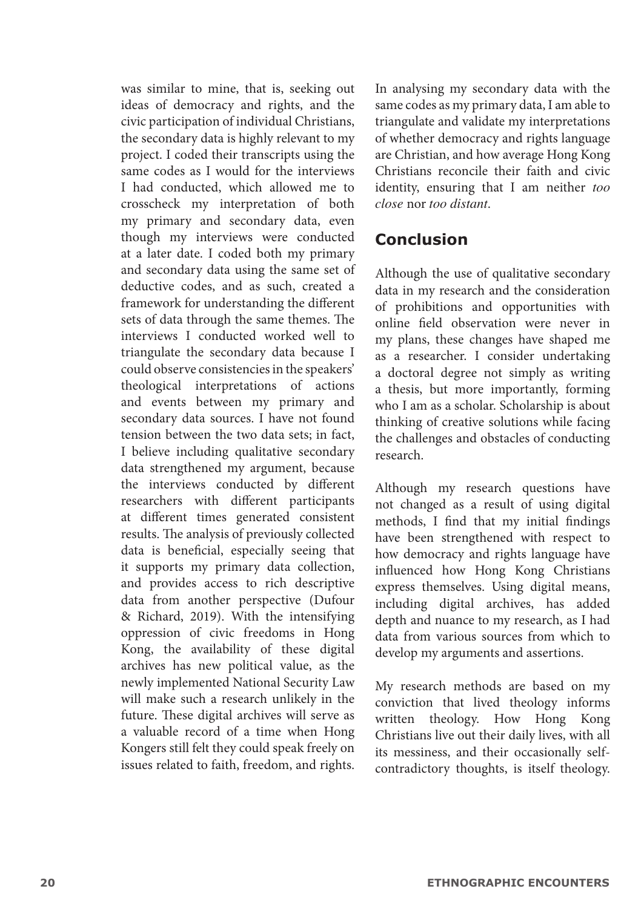was similar to mine, that is, seeking out ideas of democracy and rights, and the civic participation of individual Christians, the secondary data is highly relevant to my project. I coded their transcripts using the same codes as I would for the interviews I had conducted, which allowed me to crosscheck my interpretation of both my primary and secondary data, even though my interviews were conducted at a later date. I coded both my primary and secondary data using the same set of deductive codes, and as such, created a framework for understanding the different sets of data through the same themes. The interviews I conducted worked well to triangulate the secondary data because I could observe consistencies in the speakers' theological interpretations of actions and events between my primary and secondary data sources. I have not found tension between the two data sets; in fact, I believe including qualitative secondary data strengthened my argument, because the interviews conducted by different researchers with different participants at different times generated consistent results. The analysis of previously collected data is beneficial, especially seeing that it supports my primary data collection, and provides access to rich descriptive data from another perspective (Dufour & Richard, 2019). With the intensifying oppression of civic freedoms in Hong Kong, the availability of these digital archives has new political value, as the newly implemented National Security Law will make such a research unlikely in the future. These digital archives will serve as a valuable record of a time when Hong Kongers still felt they could speak freely on issues related to faith, freedom, and rights.

In analysing my secondary data with the same codes as my primary data, I am able to triangulate and validate my interpretations of whether democracy and rights language are Christian, and how average Hong Kong Christians reconcile their faith and civic identity, ensuring that I am neither *too close* nor *too distant*.

## Conclusion

Although the use of qualitative secondary data in my research and the consideration of prohibitions and opportunities with online field observation were never in my plans, these changes have shaped me as a researcher. I consider undertaking a doctoral degree not simply as writing a thesis, but more importantly, forming who I am as a scholar. Scholarship is about thinking of creative solutions while facing the challenges and obstacles of conducting research.

Although my research questions have not changed as a result of using digital methods, I find that my initial findings have been strengthened with respect to how democracy and rights language have influenced how Hong Kong Christians express themselves. Using digital means, including digital archives, has added depth and nuance to my research, as I had data from various sources from which to develop my arguments and assertions.

My research methods are based on my conviction that lived theology informs written theology. How Hong Kong Christians live out their daily lives, with all its messiness, and their occasionally self-contradictory thoughts, is itself theology.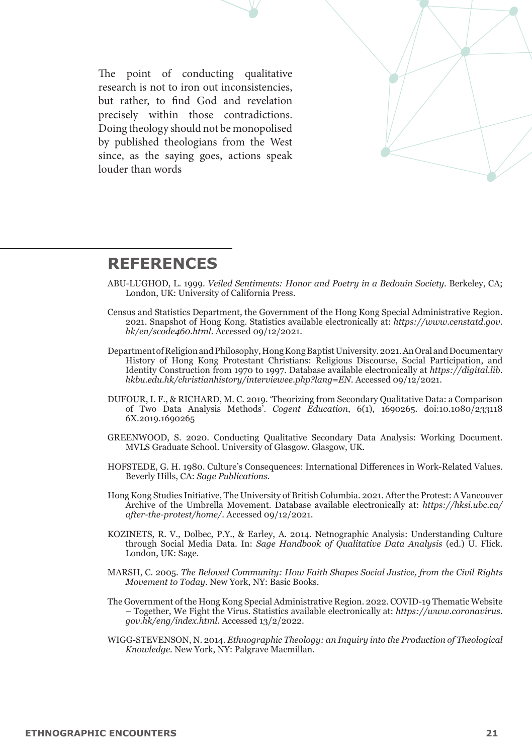The point of conducting qualitative research is not to iron out inconsistencies, but rather, to find God and revelation precisely within those contradictions. Doing theology should not be monopolised by published theologians from the West since, as the saying goes, actions speak louder than words

## REFERENCES

ABU-LUGHOD, L. 1999. *Veiled Sentiments: Honor and Poetry in a Bedouin Society*. Berkeley, CA; London, UK: University of California Press.

Census and Statistics Department, the Government of the Hong Kong Special Administrative Region. 2021. Snapshot of Hong Kong. Statistics available electronically at: *https://www.censtatd.gov.hk/en/scode460.html*. Accessed 09/12/2021.

Department of Religion and Philosophy, Hong Kong Baptist University. 2021. An Oral and Documentary History of Hong Kong Protestant Christians: Religious Discourse, Social Participation, and Identity Construction from 1970 to 1997. Database available electronically at *https://digital.lib.hkbu.edu.hk/christianhistory/interviewee.php?lang=EN*. Accessed 09/12/2021.

DUFOUR, I. F., & RICHARD, M. C. 2019. 'Theorizing from Secondary Qualitative Data: a Comparison of Two Data Analysis Methods'. *Cogent Education*, 6(1), 1690265. doi:10.1080/2331186X.2019.1690265

GREENWOOD, S. 2020. Conducting Qualitative Secondary Data Analysis: Working Document. MVLS Graduate School. University of Glasgow. Glasgow, UK.

HOFSTEDE, G. H. 1980. Culture's Consequences: International Differences in Work-Related Values. Beverly Hills, CA: *Sage Publications*.

Hong Kong Studies Initiative, The University of British Columbia. 2021. After the Protest: A Vancouver Archive of the Umbrella Movement. Database available electronically at: *https://hksi.ubc.ca/after-the-protest/home/*. Accessed 09/12/2021.

KOZINETS, R. V., Dolbec, P.Y., & Earley, A. 2014. Netnographic Analysis: Understanding Culture through Social Media Data. In: *Sage Handbook of Qualitative Data Analysis* (ed.) U. Flick. London, UK: Sage.

MARSH, C. 2005. *The Beloved Community: How Faith Shapes Social Justice, from the Civil Rights Movement to Today*. New York, NY: Basic Books.

The Government of the Hong Kong Special Administrative Region. 2022. COVID-19 Thematic Website – Together, We Fight the Virus. Statistics available electronically at: *https://www.coronavirus.gov.hk/eng/index.html*. Accessed 13/2/2022.

WIGG-STEVENSON, N. 2014. *Ethnographic Theology: an Inquiry into the Production of Theological Knowledge*. New York, NY: Palgrave Macmillan.